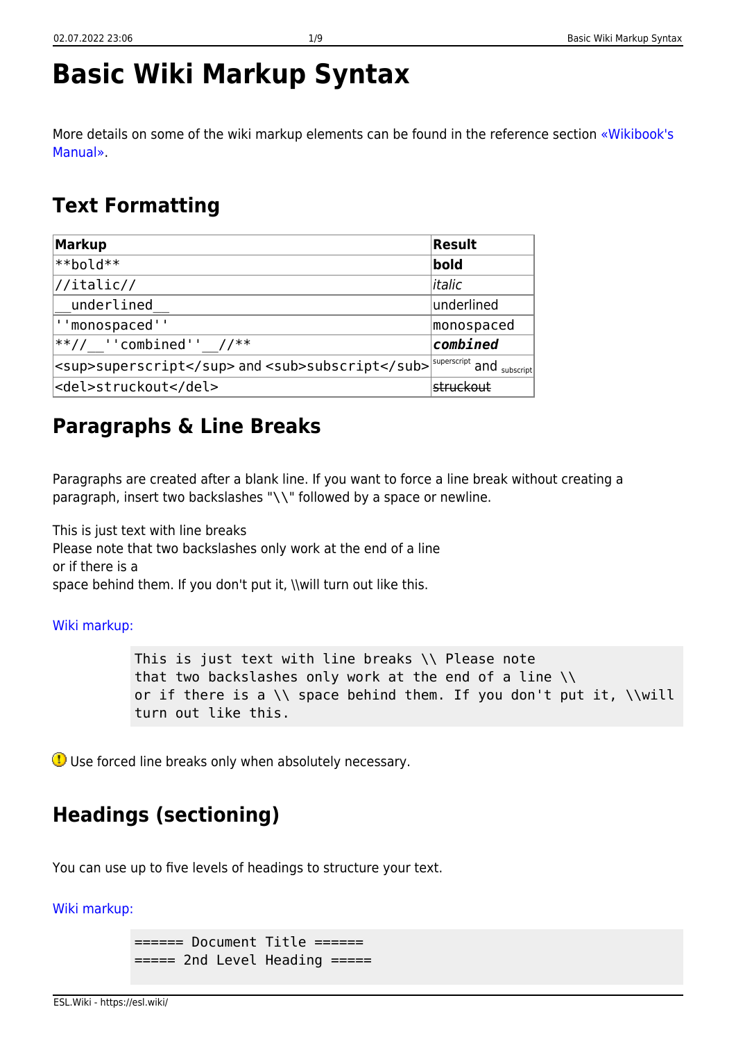# Basic Wiki Markup Syntax

More details on some of the wiki markup elements can be found in the reference section «Wikibook's Manual».

## Text Formatting

| Markup | Result |
|---|---|
| `**bold**` | **bold** |
| `//italic//` | *italic* |
| `__underlined__` | underlined |
| `''monospaced''` | `monospaced` |
| `**//__''combined''__//**` | ***`combined`*** |
| `<sup>superscript</sup>` and `<sub>subscript</sub>` | superscript and subscript |
| `<del>struckout</del>` | ~~struckout~~ |

## Paragraphs & Line Breaks

Paragraphs are created after a blank line. If you want to force a line break without creating a paragraph, insert two backslashes "\\" followed by a space or newline.

This is just text with line breaks  
Please note that two backslashes only work at the end of a line  
or if there is a  
space behind them. If you don't put it, \\will turn out like this.

Wiki markup:

```
This is just text with line breaks \\ Please note
that two backslashes only work at the end of a line \\
or if there is a \\ space behind them. If you don't put it, \\will
turn out like this.
```

Use forced line breaks only when absolutely necessary.

## Headings (sectioning)

You can use up to five levels of headings to structure your text.

Wiki markup:

```
====== Document Title ======
===== 2nd Level Heading =====
```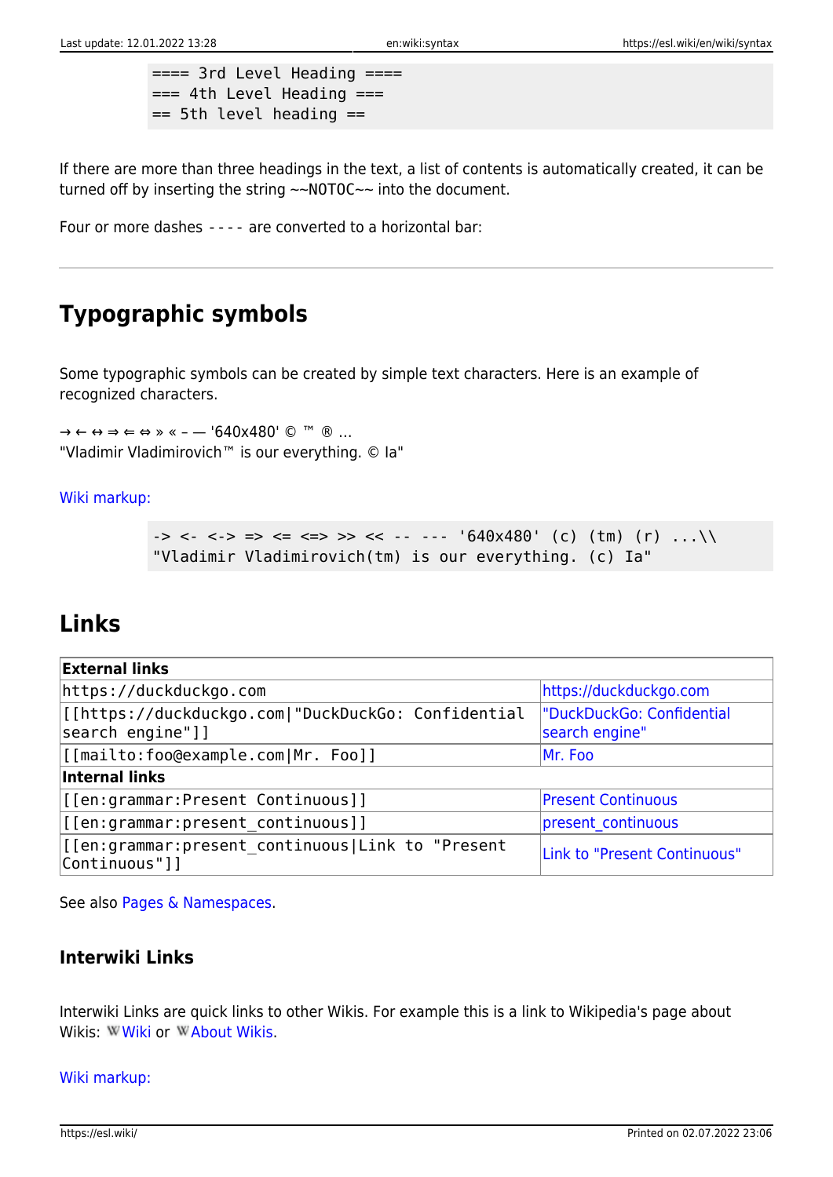```
==== 3rd Level Heading ====
=== 4th Level Heading ===
== 5th level heading ==
```

If there are more than three headings in the text, a list of contents is automatically created, it can be turned off by inserting the string ~~NOTOC~~ into the document.

Four or more dashes - - - - are converted to a horizontal bar:

---

## Typographic symbols

Some typographic symbols can be created by simple text characters. Here is an example of recognized characters.

→ ← ↔ ⇒ ⇐ ⇔ » « – — '640x480' © ™ ® …
"Vladimir Vladimirovich™ is our everything. © Ia"

Wiki markup:

```
-> <- <-> => <= <=> >> << -- --- '640x480' (c) (tm) (r) ...\\
"Vladimir Vladimirovich(tm) is our everything. (c) Ia"
```

## Links

| **External links** | |
|---|---|
| `https://duckduckgo.com` | https://duckduckgo.com |
| `[[https://duckduckgo.com|"DuckDuckGo: Confidential search engine"]]` | "DuckDuckGo: Confidential search engine" |
| `[[mailto:foo@example.com|Mr. Foo]]` | Mr. Foo |
| **Internal links** | |
| `[[en:grammar:Present Continuous]]` | Present Continuous |
| `[[en:grammar:present_continuous]]` | present_continuous |
| `[[en:grammar:present_continuous|Link to "Present Continuous"]]` | Link to "Present Continuous" |

See also Pages & Namespaces.

### Interwiki Links

Interwiki Links are quick links to other Wikis. For example this is a link to Wikipedia's page about Wikis: Wiki or About Wikis.

Wiki markup: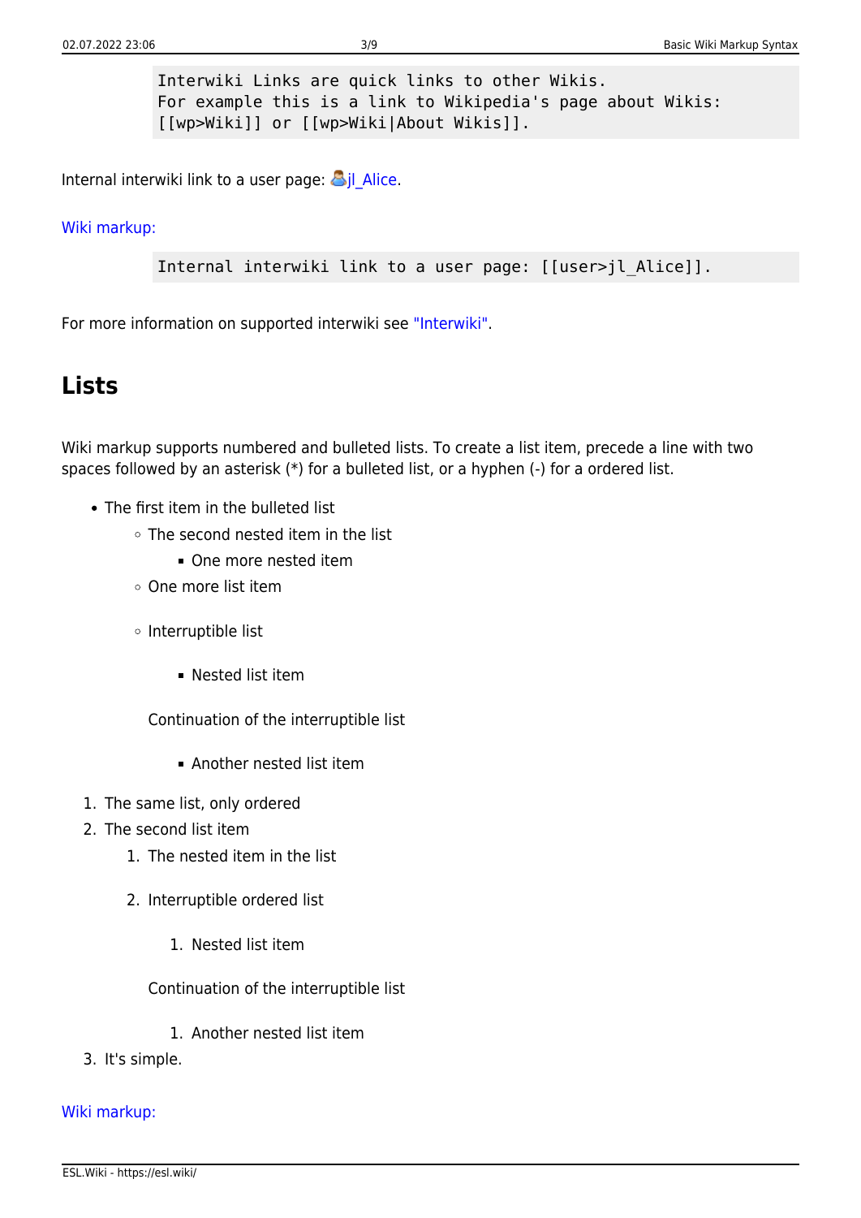```
Interwiki Links are quick links to other Wikis.
For example this is a link to Wikipedia's page about Wikis:
[[wp>Wiki]] or [[wp>Wiki|About Wikis]].
```

Internal interwiki link to a user page: jl_Alice.

Wiki markup:

```
Internal interwiki link to a user page: [[user>jl_Alice]].
```

For more information on supported interwiki see "Interwiki".

## Lists

Wiki markup supports numbered and bulleted lists. To create a list item, precede a line with two spaces followed by an asterisk (*) for a bulleted list, or a hyphen (-) for a ordered list.

- The first item in the bulleted list
    - The second nested item in the list
        - One more nested item
    - One more list item
    - Interruptible list
        - Nested list item

      Continuation of the interruptible list

        - Another nested list item

1. The same list, only ordered
2. The second list item
    1. The nested item in the list
    2. Interruptible ordered list
        1. Nested list item

       Continuation of the interruptible list

        1. Another nested list item
3. It's simple.

Wiki markup: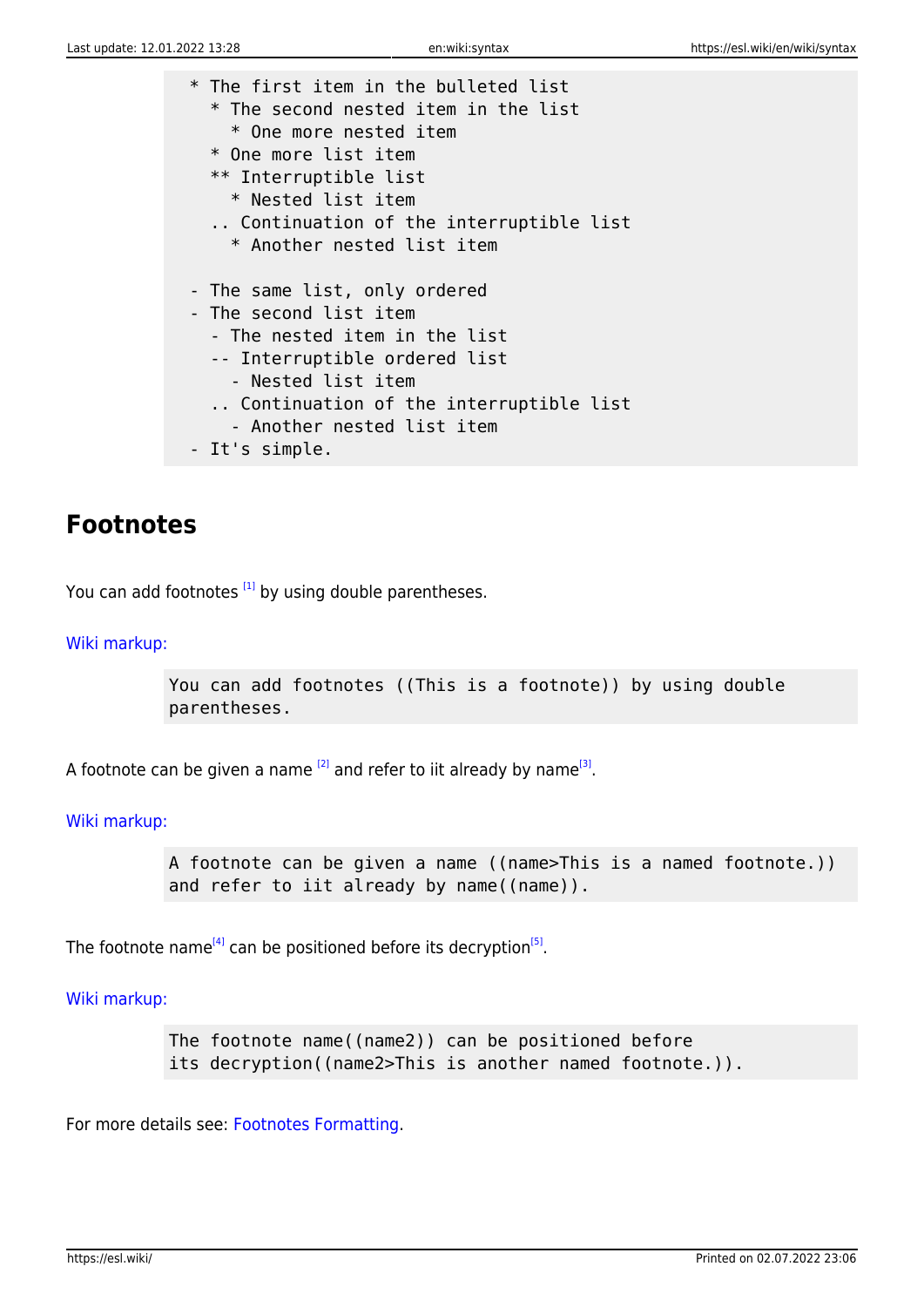```
  * The first item in the bulleted list
    * The second nested item in the list
      * One more nested item
    * One more list item
    ** Interruptible list
      * Nested list item
    .. Continuation of the interruptible list
      * Another nested list item

  - The same list, only ordered
  - The second list item
    - The nested item in the list
    -- Interruptible ordered list
      - Nested list item
    .. Continuation of the interruptible list
      - Another nested list item
  - It's simple.
```

## Footnotes

You can add footnotes [1] by using double parentheses.

Wiki markup:

```
You can add footnotes ((This is a footnote)) by using double
parentheses.
```

A footnote can be given a name [2] and refer to iit already by name[3].

Wiki markup:

```
A footnote can be given a name ((name>This is a named footnote.))
and refer to iit already by name((name)).
```

The footnote name[4] can be positioned before its decryption[5].

Wiki markup:

```
The footnote name((name2)) can be positioned before
its decryption((name2>This is another named footnote.)).
```

For more details see: Footnotes Formatting.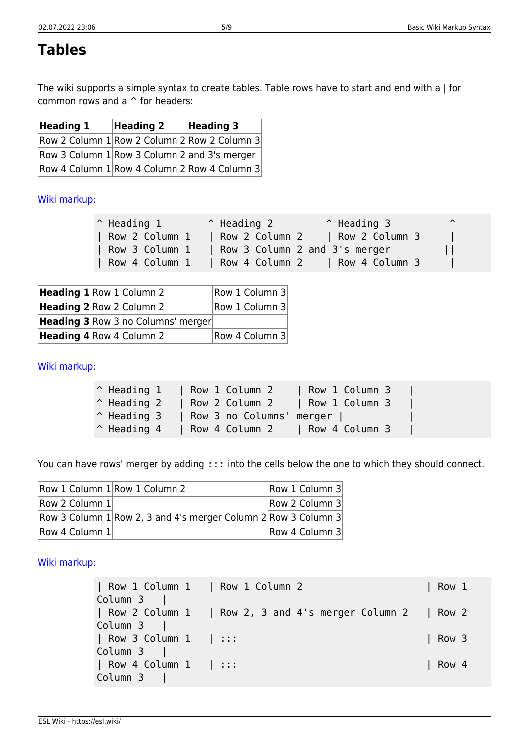# Tables

The wiki supports a simple syntax to create tables. Table rows have to start and end with a | for common rows and a ^ for headers:

| Heading 1 | Heading 2 | Heading 3 |
|---|---|---|
| Row 2 Column 1 | Row 2 Column 2 | Row 2 Column 3 |
| Row 3 Column 1 | Row 3 Column 2 and 3's merger | |
| Row 4 Column 1 | Row 4 Column 2 | Row 4 Column 3 |

Wiki markup:

```
^ Heading 1        ^ Heading 2          ^ Heading 3          ^
| Row 2 Column 1   | Row 2 Column 2     | Row 2 Column 3     |
| Row 3 Column 1   | Row 3 Column 2 and 3's merger          ||
| Row 4 Column 1   | Row 4 Column 2     | Row 4 Column 3     |
```

| | | |
|---|---|---|
| **Heading 1** | Row 1 Column 2 | Row 1 Column 3 |
| **Heading 2** | Row 2 Column 2 | Row 1 Column 3 |
| **Heading 3** | Row 3 no Columns' merger | |
| **Heading 4** | Row 4 Column 2 | Row 4 Column 3 |

Wiki markup:

```
^ Heading 1    | Row 1 Column 2    | Row 1 Column 3    |
^ Heading 2    | Row 2 Column 2    | Row 1 Column 3    |
^ Heading 3    | Row 3 no Columns' merger |            |
^ Heading 4    | Row 4 Column 2    | Row 4 Column 3    |
```

You can have rows' merger by adding ::: into the cells below the one to which they should connect.

| | | |
|---|---|---|
| Row 1 Column 1 | Row 1 Column 2 | Row 1 Column 3 |
| Row 2 Column 1 | | Row 2 Column 3 |
| Row 3 Column 1 | Row 2, 3 and 4's merger Column 2 | Row 3 Column 3 |
| Row 4 Column 1 | | Row 4 Column 3 |

Wiki markup:

```
| Row 1 Column 1   | Row 1 Column 2                     | Row 1
Column 3    |
| Row 2 Column 1   | Row 2, 3 and 4's merger Column 2   | Row 2
Column 3    |
| Row 3 Column 1   | :::                                | Row 3
Column 3    |
| Row 4 Column 1   | :::                                | Row 4
Column 3    |
```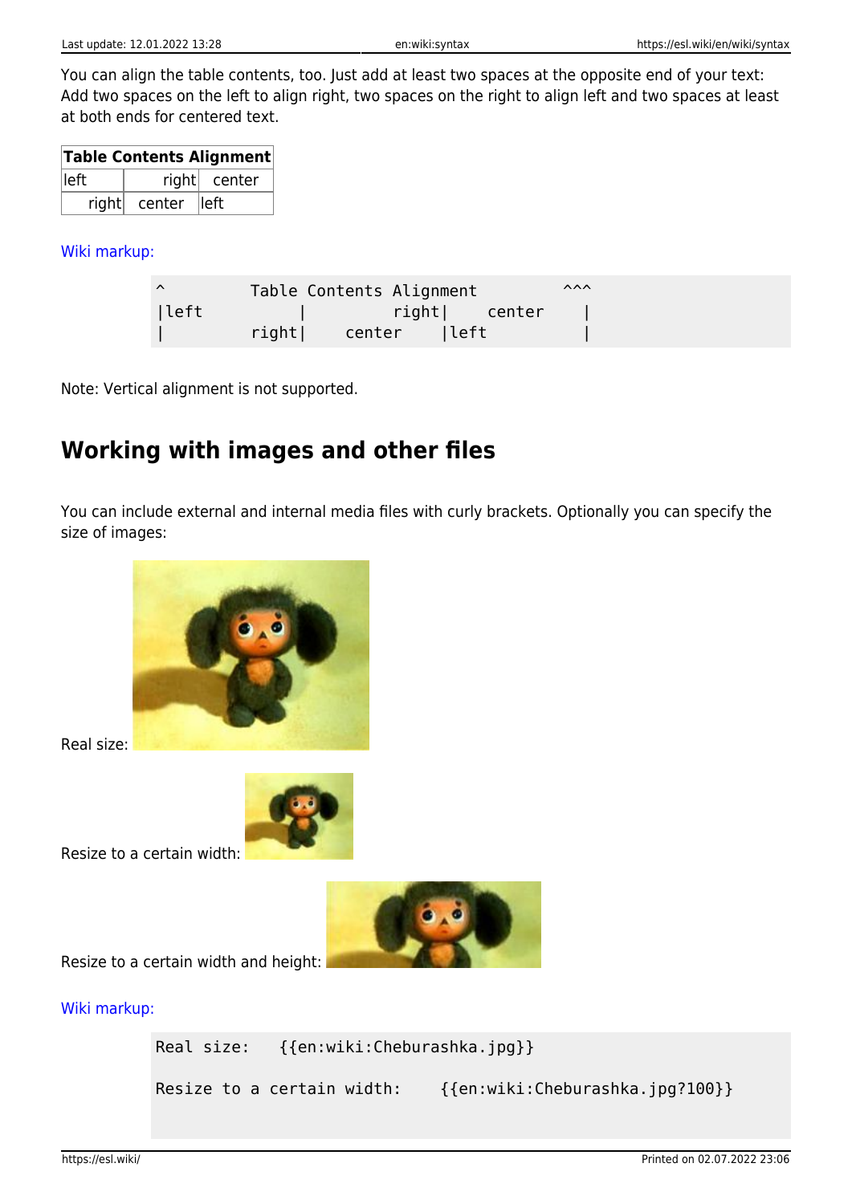You can align the table contents, too. Just add at least two spaces at the opposite end of your text: Add two spaces on the left to align right, two spaces on the right to align left and two spaces at least at both ends for centered text.

| Table Contents Alignment | | |
|---|---|---|
| left | right | center |
| right | center | left |

Wiki markup:

```
^          Table Contents Alignment          ^^^
|left          |          right|    center    |
|         right|    center     |left          |
```

Note: Vertical alignment is not supported.

## Working with images and other files

You can include external and internal media files with curly brackets. Optionally you can specify the size of images:

Real size:

Resize to a certain width:

Resize to a certain width and height:

Wiki markup:

```
Real size:   {{en:wiki:Cheburashka.jpg}}

Resize to a certain width:   {{en:wiki:Cheburashka.jpg?100}}
```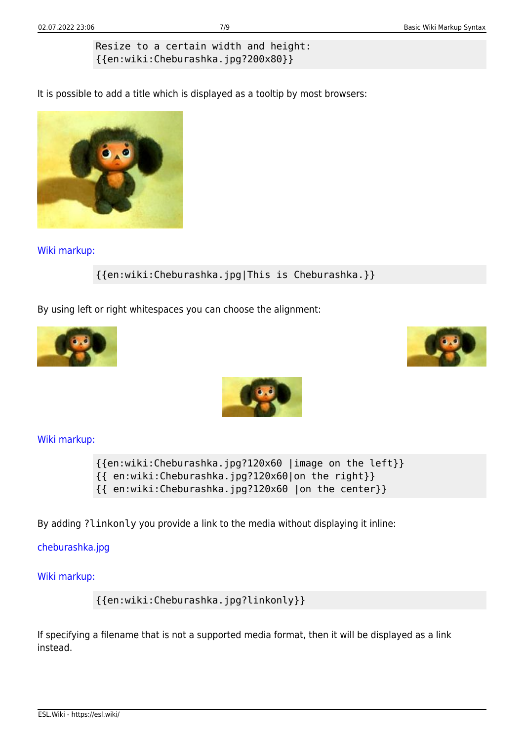```
Resize to a certain width and height:
{{en:wiki:Cheburashka.jpg?200x80}}
```

It is possible to add a title which is displayed as a tooltip by most browsers:

Wiki markup:

```
{{en:wiki:Cheburashka.jpg|This is Cheburashka.}}
```

By using left or right whitespaces you can choose the alignment:

Wiki markup:

```
{{en:wiki:Cheburashka.jpg?120x60 |image on the left}}
{{ en:wiki:Cheburashka.jpg?120x60|on the right}}
{{ en:wiki:Cheburashka.jpg?120x60 |on the center}}
```

By adding `?linkonly` you provide a link to the media without displaying it inline:

cheburashka.jpg

Wiki markup:

```
{{en:wiki:Cheburashka.jpg?linkonly}}
```

If specifying a filename that is not a supported media format, then it will be displayed as a link instead.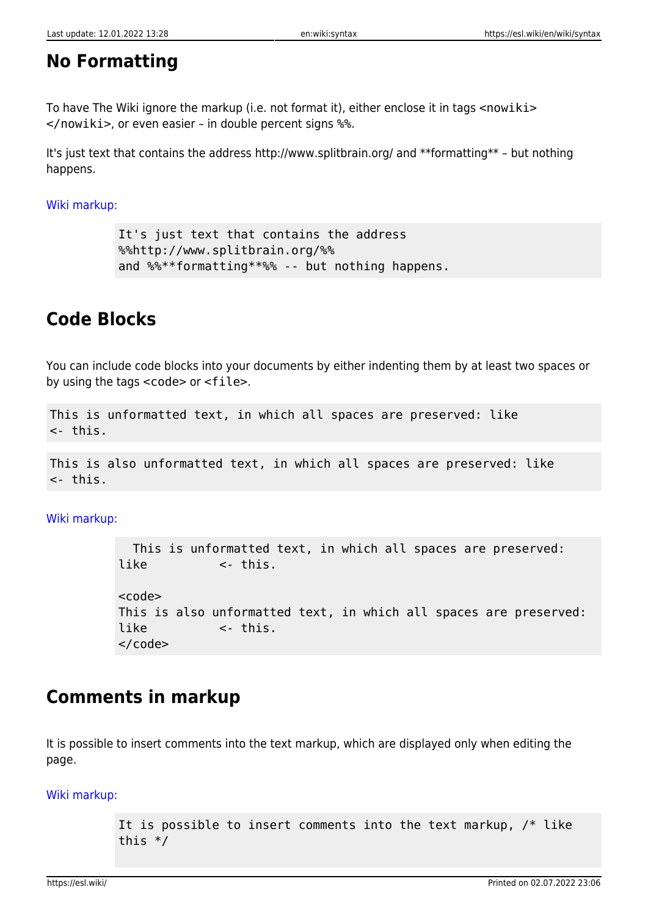## No Formatting

To have The Wiki ignore the markup (i.e. not format it), either enclose it in tags `<nowiki></nowiki>`, or even easier – in double percent signs `%%`.

It's just text that contains the address http://www.splitbrain.org/ and **formatting** – but nothing happens.

Wiki markup:

```
It's just text that contains the address
%%http://www.splitbrain.org/%%
and %%**formatting**%% -- but nothing happens.
```

## Code Blocks

You can include code blocks into your documents by either indenting them by at least two spaces or by using the tags `<code>` or `<file>`.

```
This is unformatted text, in which all spaces are preserved: like
<- this.
```

```
This is also unformatted text, in which all spaces are preserved: like
<- this.
```

Wiki markup:

```
  This is unformatted text, in which all spaces are preserved:
like          <- this.

<code>
This is also unformatted text, in which all spaces are preserved:
like          <- this.
</code>
```

## Comments in markup

It is possible to insert comments into the text markup, which are displayed only when editing the page.

Wiki markup:

```
It is possible to insert comments into the text markup, /* like
this */
```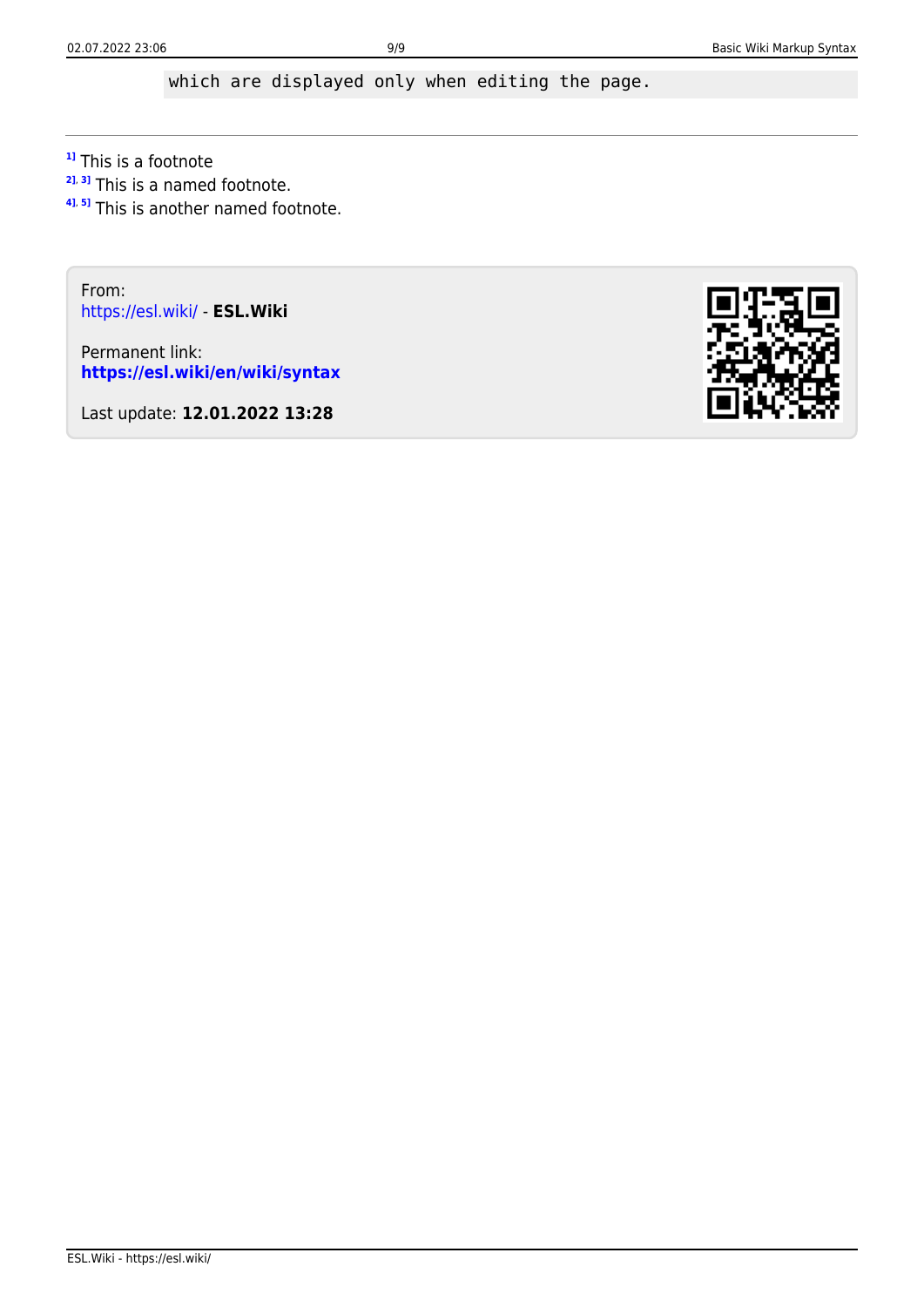```
which are displayed only when editing the page.
```

---

[1] This is a footnote
[2], [3] This is a named footnote.
[4], [5] This is another named footnote.

From:
https://esl.wiki/ - **ESL.Wiki**

Permanent link:
**https://esl.wiki/en/wiki/syntax**

Last update: **12.01.2022 13:28**